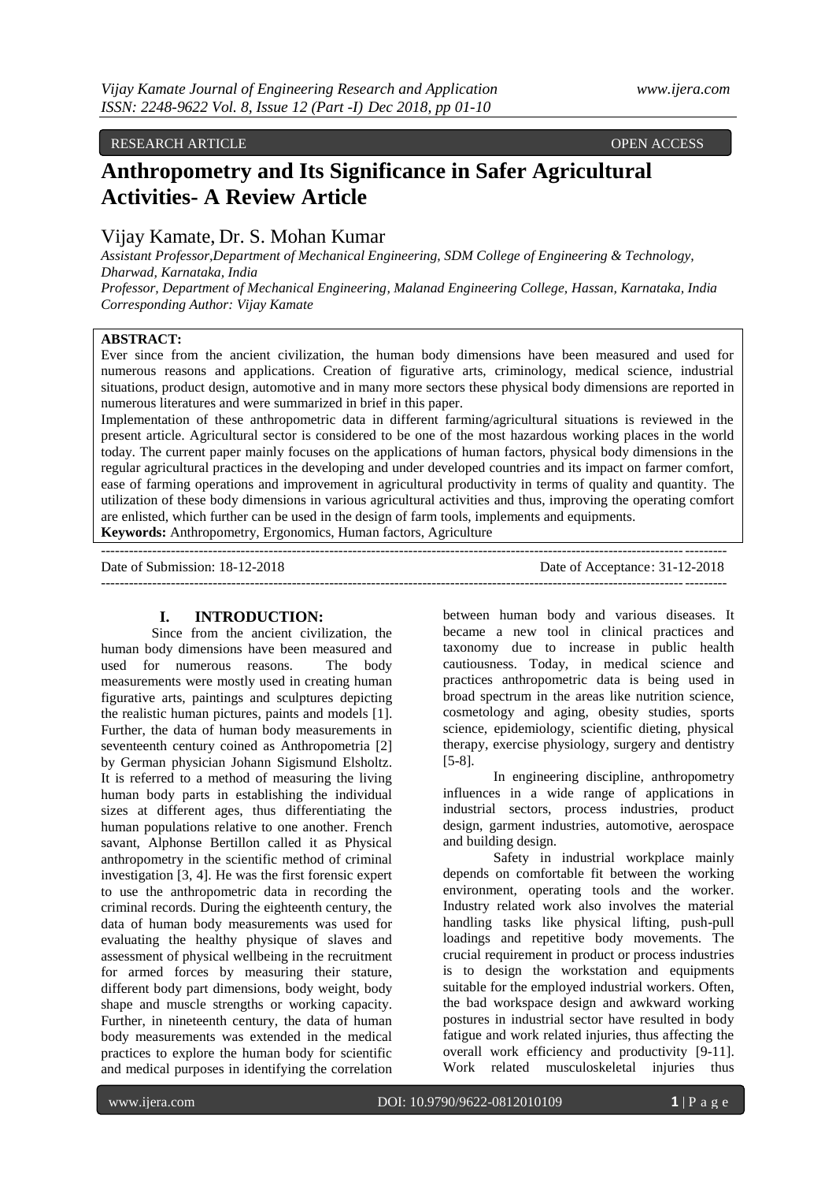RESEARCH ARTICLE OPEN ACCESS

# Anthropometry and Its Significance in Safer Agricultural Activities- A Review Article

Vijay Kamate, Dr. S. Mohan Kumar

*Assistant Professor,Department of Mechanical Engineering, SDM College of Engineering & Technology, Dharwad, Karnataka, India*
*Professor, Department of Mechanical Engineering, Malanad Engineering College, Hassan, Karnataka, India*
*Corresponding Author: Vijay Kamate*

**ABSTRACT:**
Ever since from the ancient civilization, the human body dimensions have been measured and used for numerous reasons and applications. Creation of figurative arts, criminology, medical science, industrial situations, product design, automotive and in many more sectors these physical body dimensions are reported in numerous literatures and were summarized in brief in this paper.
Implementation of these anthropometric data in different farming/agricultural situations is reviewed in the present article. Agricultural sector is considered to be one of the most hazardous working places in the world today. The current paper mainly focuses on the applications of human factors, physical body dimensions in the regular agricultural practices in the developing and under developed countries and its impact on farmer comfort, ease of farming operations and improvement in agricultural productivity in terms of quality and quantity. The utilization of these body dimensions in various agricultural activities and thus, improving the operating comfort are enlisted, which further can be used in the design of farm tools, implements and equipments.
**Keywords:** Anthropometry, Ergonomics, Human factors, Agriculture

---

Date of Submission: 18-12-2018 Date of Acceptance: 31-12-2018

---

## I. INTRODUCTION:

Since from the ancient civilization, the human body dimensions have been measured and used for numerous reasons. The body measurements were mostly used in creating human figurative arts, paintings and sculptures depicting the realistic human pictures, paints and models [1]. Further, the data of human body measurements in seventeenth century coined as Anthropometria [2] by German physician Johann Sigismund Elsholtz. It is referred to a method of measuring the living human body parts in establishing the individual sizes at different ages, thus differentiating the human populations relative to one another. French savant, Alphonse Bertillon called it as Physical anthropometry in the scientific method of criminal investigation [3, 4]. He was the first forensic expert to use the anthropometric data in recording the criminal records. During the eighteenth century, the data of human body measurements was used for evaluating the healthy physique of slaves and assessment of physical wellbeing in the recruitment for armed forces by measuring their stature, different body part dimensions, body weight, body shape and muscle strengths or working capacity. Further, in nineteenth century, the data of human body measurements was extended in the medical practices to explore the human body for scientific and medical purposes in identifying the correlation between human body and various diseases. It became a new tool in clinical practices and taxonomy due to increase in public health cautiousness. Today, in medical science and practices anthropometric data is being used in broad spectrum in the areas like nutrition science, cosmetology and aging, obesity studies, sports science, epidemiology, scientific dieting, physical therapy, exercise physiology, surgery and dentistry [5-8].

In engineering discipline, anthropometry influences in a wide range of applications in industrial sectors, process industries, product design, garment industries, automotive, aerospace and building design.

Safety in industrial workplace mainly depends on comfortable fit between the working environment, operating tools and the worker. Industry related work also involves the material handling tasks like physical lifting, push-pull loadings and repetitive body movements. The crucial requirement in product or process industries is to design the workstation and equipments suitable for the employed industrial workers. Often, the bad workspace design and awkward working postures in industrial sector have resulted in body fatigue and work related injuries, thus affecting the overall work efficiency and productivity [9-11]. Work related musculoskeletal injuries thus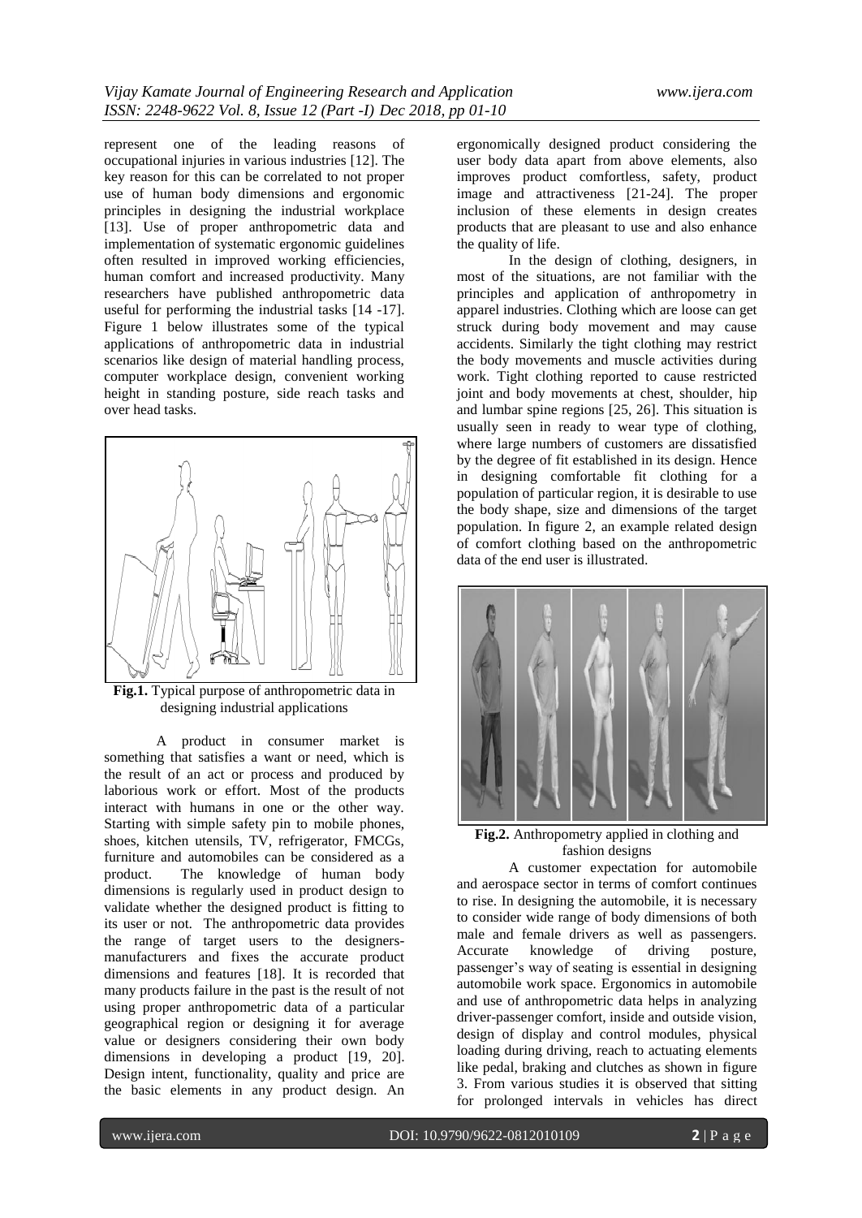represent one of the leading reasons of occupational injuries in various industries [12]. The key reason for this can be correlated to not proper use of human body dimensions and ergonomic principles in designing the industrial workplace [13]. Use of proper anthropometric data and implementation of systematic ergonomic guidelines often resulted in improved working efficiencies, human comfort and increased productivity. Many researchers have published anthropometric data useful for performing the industrial tasks [14 -17]. Figure 1 below illustrates some of the typical applications of anthropometric data in industrial scenarios like design of material handling process, computer workplace design, convenient working height in standing posture, side reach tasks and over head tasks.

**Fig.1.** Typical purpose of anthropometric data in designing industrial applications

A product in consumer market is something that satisfies a want or need, which is the result of an act or process and produced by laborious work or effort. Most of the products interact with humans in one or the other way. Starting with simple safety pin to mobile phones, shoes, kitchen utensils, TV, refrigerator, FMCGs, furniture and automobiles can be considered as a product. The knowledge of human body dimensions is regularly used in product design to validate whether the designed product is fitting to its user or not. The anthropometric data provides the range of target users to the designers-manufacturers and fixes the accurate product dimensions and features [18]. It is recorded that many products failure in the past is the result of not using proper anthropometric data of a particular geographical region or designing it for average value or designers considering their own body dimensions in developing a product [19, 20]. Design intent, functionality, quality and price are the basic elements in any product design. An ergonomically designed product considering the user body data apart from above elements, also improves product comfortless, safety, product image and attractiveness [21-24]. The proper inclusion of these elements in design creates products that are pleasant to use and also enhance the quality of life.

In the design of clothing, designers, in most of the situations, are not familiar with the principles and application of anthropometry in apparel industries. Clothing which are loose can get struck during body movement and may cause accidents. Similarly the tight clothing may restrict the body movements and muscle activities during work. Tight clothing reported to cause restricted joint and body movements at chest, shoulder, hip and lumbar spine regions [25, 26]. This situation is usually seen in ready to wear type of clothing, where large numbers of customers are dissatisfied by the degree of fit established in its design. Hence in designing comfortable fit clothing for a population of particular region, it is desirable to use the body shape, size and dimensions of the target population. In figure 2, an example related design of comfort clothing based on the anthropometric data of the end user is illustrated.

**Fig.2.** Anthropometry applied in clothing and fashion designs

A customer expectation for automobile and aerospace sector in terms of comfort continues to rise. In designing the automobile, it is necessary to consider wide range of body dimensions of both male and female drivers as well as passengers. Accurate knowledge of driving posture, passenger's way of seating is essential in designing automobile work space. Ergonomics in automobile and use of anthropometric data helps in analyzing driver-passenger comfort, inside and outside vision, design of display and control modules, physical loading during driving, reach to actuating elements like pedal, braking and clutches as shown in figure 3. From various studies it is observed that sitting for prolonged intervals in vehicles has direct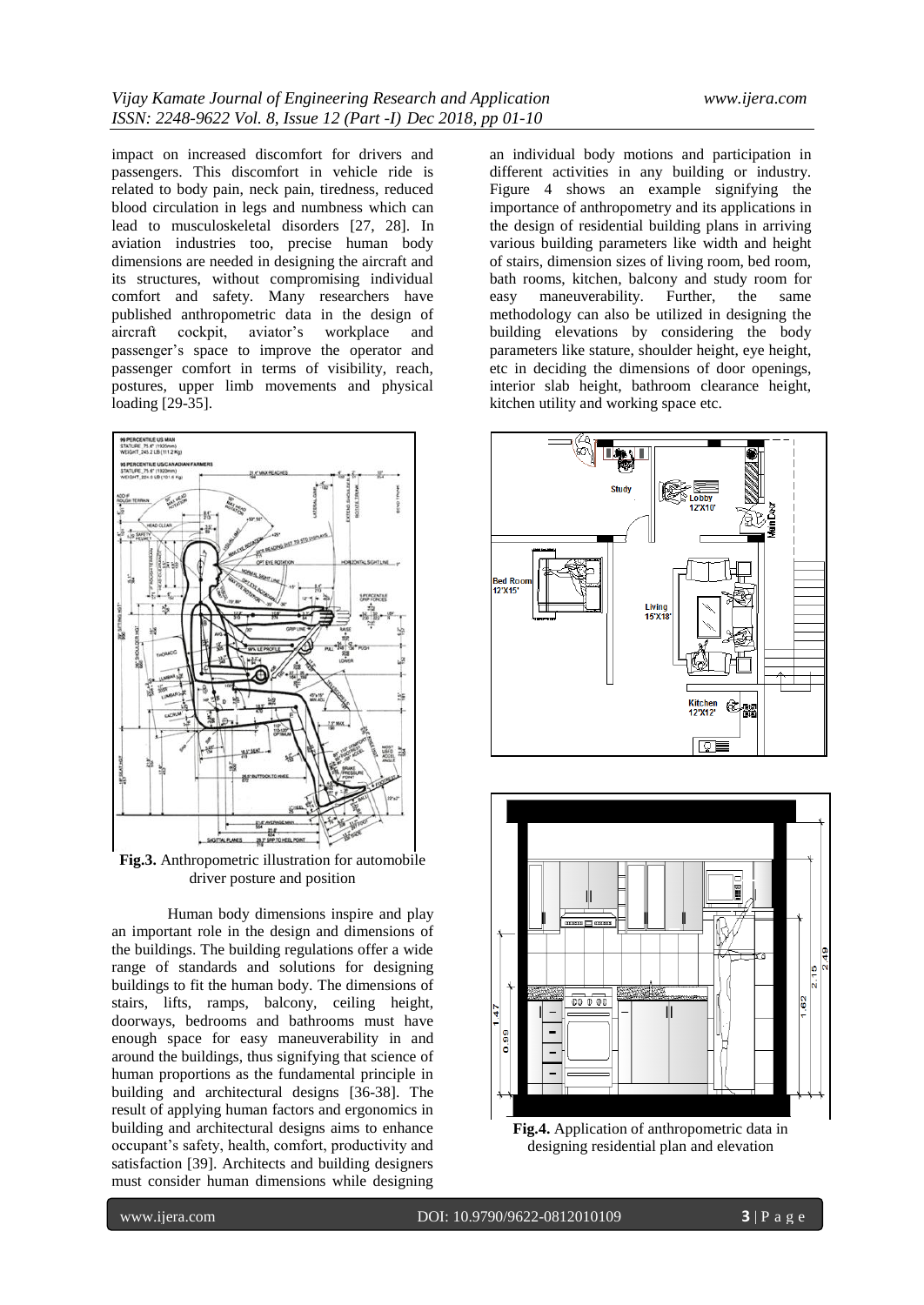impact on increased discomfort for drivers and passengers. This discomfort in vehicle ride is related to body pain, neck pain, tiredness, reduced blood circulation in legs and numbness which can lead to musculoskeletal disorders [27, 28]. In aviation industries too, precise human body dimensions are needed in designing the aircraft and its structures, without compromising individual comfort and safety. Many researchers have published anthropometric data in the design of aircraft cockpit, aviator's workplace and passenger's space to improve the operator and passenger comfort in terms of visibility, reach, postures, upper limb movements and physical loading [29-35].

**Fig.3.** Anthropometric illustration for automobile driver posture and position

Human body dimensions inspire and play an important role in the design and dimensions of the buildings. The building regulations offer a wide range of standards and solutions for designing buildings to fit the human body. The dimensions of stairs, lifts, ramps, balcony, ceiling height, doorways, bedrooms and bathrooms must have enough space for easy maneuverability in and around the buildings, thus signifying that science of human proportions as the fundamental principle in building and architectural designs [36-38]. The result of applying human factors and ergonomics in building and architectural designs aims to enhance occupant's safety, health, comfort, productivity and satisfaction [39]. Architects and building designers must consider human dimensions while designing an individual body motions and participation in different activities in any building or industry. Figure 4 shows an example signifying the importance of anthropometry and its applications in the design of residential building plans in arriving various building parameters like width and height of stairs, dimension sizes of living room, bed room, bath rooms, kitchen, balcony and study room for easy maneuverability. Further, the same methodology can also be utilized in designing the building elevations by considering the body parameters like stature, shoulder height, eye height, etc in deciding the dimensions of door openings, interior slab height, bathroom clearance height, kitchen utility and working space etc.

**Fig.4.** Application of anthropometric data in designing residential plan and elevation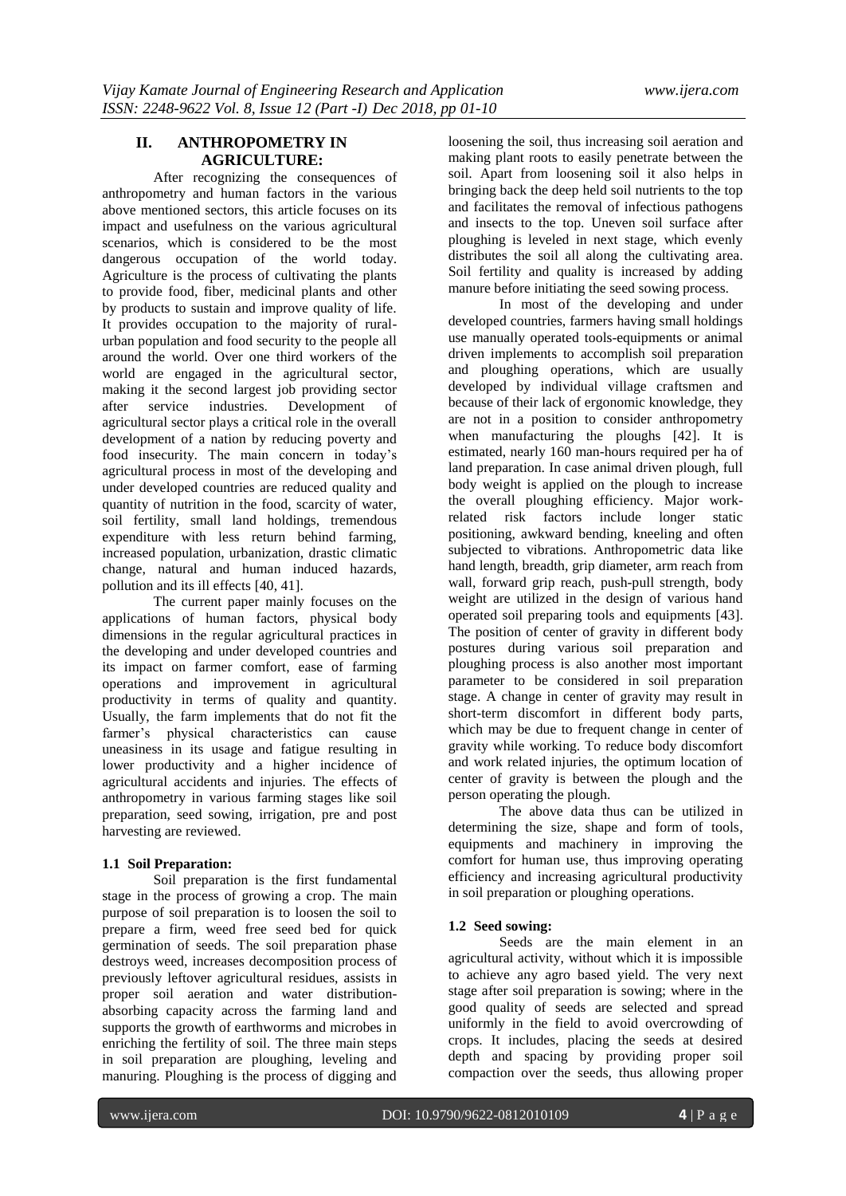## II. ANTHROPOMETRY IN AGRICULTURE:

After recognizing the consequences of anthropometry and human factors in the various above mentioned sectors, this article focuses on its impact and usefulness on the various agricultural scenarios, which is considered to be the most dangerous occupation of the world today. Agriculture is the process of cultivating the plants to provide food, fiber, medicinal plants and other by products to sustain and improve quality of life. It provides occupation to the majority of rural-urban population and food security to the people all around the world. Over one third workers of the world are engaged in the agricultural sector, making it the second largest job providing sector after service industries. Development of agricultural sector plays a critical role in the overall development of a nation by reducing poverty and food insecurity. The main concern in today's agricultural process in most of the developing and under developed countries are reduced quality and quantity of nutrition in the food, scarcity of water, soil fertility, small land holdings, tremendous expenditure with less return behind farming, increased population, urbanization, drastic climatic change, natural and human induced hazards, pollution and its ill effects [40, 41].

The current paper mainly focuses on the applications of human factors, physical body dimensions in the regular agricultural practices in the developing and under developed countries and its impact on farmer comfort, ease of farming operations and improvement in agricultural productivity in terms of quality and quantity. Usually, the farm implements that do not fit the farmer's physical characteristics can cause uneasiness in its usage and fatigue resulting in lower productivity and a higher incidence of agricultural accidents and injuries. The effects of anthropometry in various farming stages like soil preparation, seed sowing, irrigation, pre and post harvesting are reviewed.

### 1.1 Soil Preparation:

Soil preparation is the first fundamental stage in the process of growing a crop. The main purpose of soil preparation is to loosen the soil to prepare a firm, weed free seed bed for quick germination of seeds. The soil preparation phase destroys weed, increases decomposition process of previously leftover agricultural residues, assists in proper soil aeration and water distribution-absorbing capacity across the farming land and supports the growth of earthworms and microbes in enriching the fertility of soil. The three main steps in soil preparation are ploughing, leveling and manuring. Ploughing is the process of digging and loosening the soil, thus increasing soil aeration and making plant roots to easily penetrate between the soil. Apart from loosening soil it also helps in bringing back the deep held soil nutrients to the top and facilitates the removal of infectious pathogens and insects to the top. Uneven soil surface after ploughing is leveled in next stage, which evenly distributes the soil all along the cultivating area. Soil fertility and quality is increased by adding manure before initiating the seed sowing process.

In most of the developing and under developed countries, farmers having small holdings use manually operated tools-equipments or animal driven implements to accomplish soil preparation and ploughing operations, which are usually developed by individual village craftsmen and because of their lack of ergonomic knowledge, they are not in a position to consider anthropometry when manufacturing the ploughs [42]. It is estimated, nearly 160 man-hours required per ha of land preparation. In case animal driven plough, full body weight is applied on the plough to increase the overall ploughing efficiency. Major work-related risk factors include longer static positioning, awkward bending, kneeling and often subjected to vibrations. Anthropometric data like hand length, breadth, grip diameter, arm reach from wall, forward grip reach, push-pull strength, body weight are utilized in the design of various hand operated soil preparing tools and equipments [43]. The position of center of gravity in different body postures during various soil preparation and ploughing process is also another most important parameter to be considered in soil preparation stage. A change in center of gravity may result in short-term discomfort in different body parts, which may be due to frequent change in center of gravity while working. To reduce body discomfort and work related injuries, the optimum location of center of gravity is between the plough and the person operating the plough.

The above data thus can be utilized in determining the size, shape and form of tools, equipments and machinery in improving the comfort for human use, thus improving operating efficiency and increasing agricultural productivity in soil preparation or ploughing operations.

### 1.2 Seed sowing:

Seeds are the main element in an agricultural activity, without which it is impossible to achieve any agro based yield. The very next stage after soil preparation is sowing; where in the good quality of seeds are selected and spread uniformly in the field to avoid overcrowding of crops. It includes, placing the seeds at desired depth and spacing by providing proper soil compaction over the seeds, thus allowing proper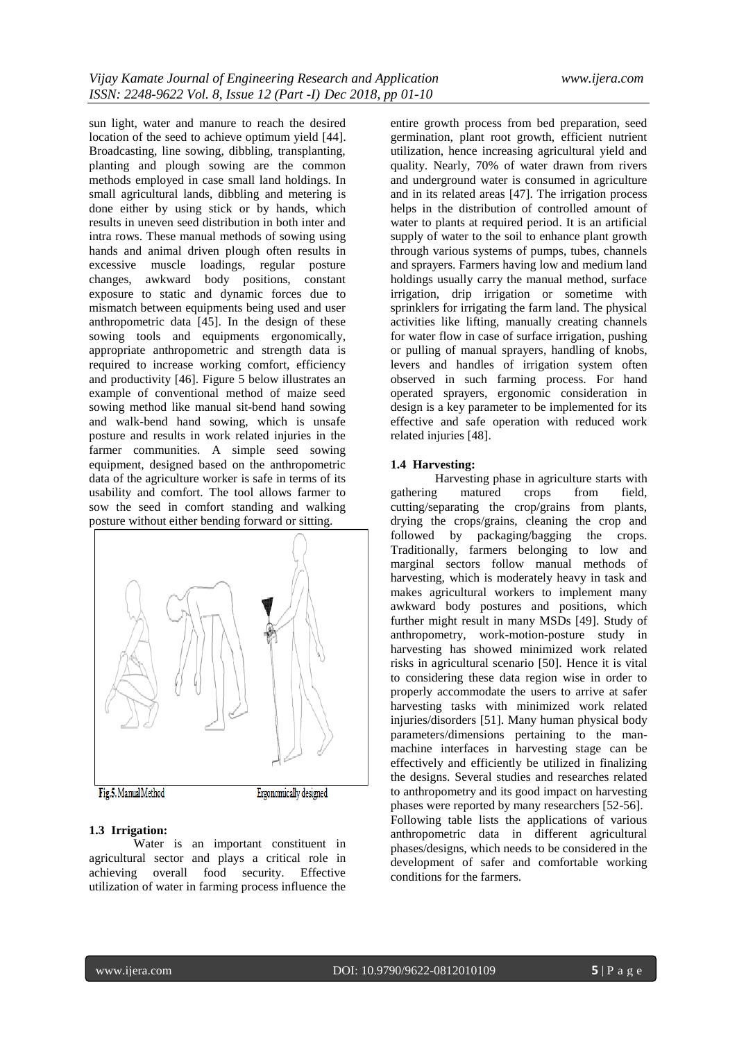sun light, water and manure to reach the desired location of the seed to achieve optimum yield [44]. Broadcasting, line sowing, dibbling, transplanting, planting and plough sowing are the common methods employed in case small land holdings. In small agricultural lands, dibbling and metering is done either by using stick or by hands, which results in uneven seed distribution in both inter and intra rows. These manual methods of sowing using hands and animal driven plough often results in excessive muscle loadings, regular posture changes, awkward body positions, constant exposure to static and dynamic forces due to mismatch between equipments being used and user anthropometric data [45]. In the design of these sowing tools and equipments ergonomically, appropriate anthropometric and strength data is required to increase working comfort, efficiency and productivity [46]. Figure 5 below illustrates an example of conventional method of maize seed sowing method like manual sit-bend hand sowing and walk-bend hand sowing, which is unsafe posture and results in work related injuries in the farmer communities. A simple seed sowing equipment, designed based on the anthropometric data of the agriculture worker is safe in terms of its usability and comfort. The tool allows farmer to sow the seed in comfort standing and walking posture without either bending forward or sitting.

Fig.5. Manual Method    Ergonomically designed

### 1.3 Irrigation:

Water is an important constituent in agricultural sector and plays a critical role in achieving overall food security. Effective utilization of water in farming process influence the entire growth process from bed preparation, seed germination, plant root growth, efficient nutrient utilization, hence increasing agricultural yield and quality. Nearly, 70% of water drawn from rivers and underground water is consumed in agriculture and in its related areas [47]. The irrigation process helps in the distribution of controlled amount of water to plants at required period. It is an artificial supply of water to the soil to enhance plant growth through various systems of pumps, tubes, channels and sprayers. Farmers having low and medium land holdings usually carry the manual method, surface irrigation, drip irrigation or sometime with sprinklers for irrigating the farm land. The physical activities like lifting, manually creating channels for water flow in case of surface irrigation, pushing or pulling of manual sprayers, handling of knobs, levers and handles of irrigation system often observed in such farming process. For hand operated sprayers, ergonomic consideration in design is a key parameter to be implemented for its effective and safe operation with reduced work related injuries [48].

### 1.4 Harvesting:

Harvesting phase in agriculture starts with gathering matured crops from field, cutting/separating the crop/grains from plants, drying the crops/grains, cleaning the crop and followed by packaging/bagging the crops. Traditionally, farmers belonging to low and marginal sectors follow manual methods of harvesting, which is moderately heavy in task and makes agricultural workers to implement many awkward body postures and positions, which further might result in many MSDs [49]. Study of anthropometry, work-motion-posture study in harvesting has showed minimized work related risks in agricultural scenario [50]. Hence it is vital to considering these data region wise in order to properly accommodate the users to arrive at safer harvesting tasks with minimized work related injuries/disorders [51]. Many human physical body parameters/dimensions pertaining to the man-machine interfaces in harvesting stage can be effectively and efficiently be utilized in finalizing the designs. Several studies and researches related to anthropometry and its good impact on harvesting phases were reported by many researchers [52-56]. Following table lists the applications of various anthropometric data in different agricultural phases/designs, which needs to be considered in the development of safer and comfortable working conditions for the farmers.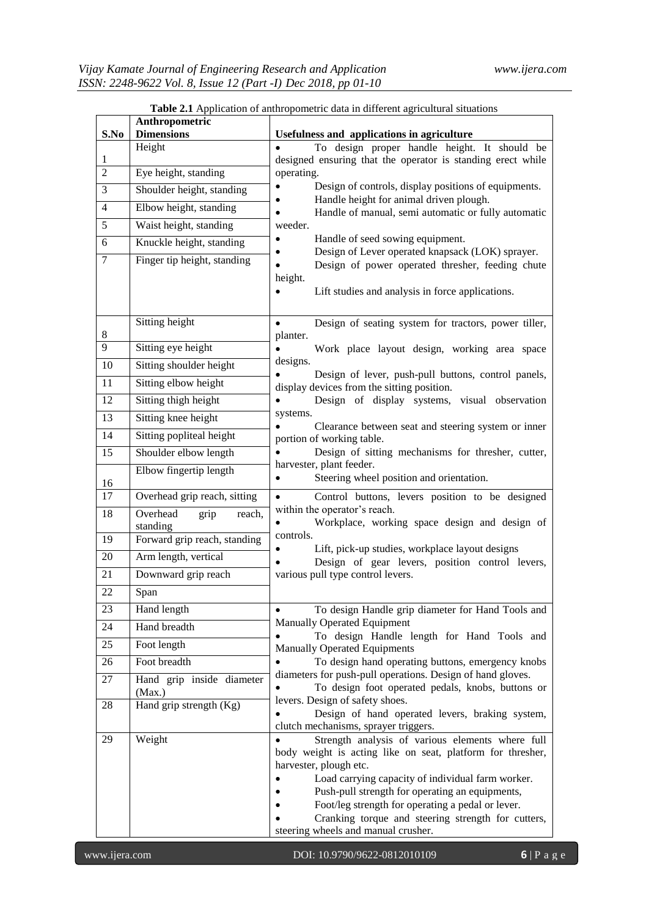**Table 2.1** Application of anthropometric data in different agricultural situations

| S.No | Anthropometric Dimensions | Usefulness and applications in agriculture |
|---|---|---|
| 1 | Height | • To design proper handle height. It should be designed ensuring that the operator is standing erect while operating.<br>• Design of controls, display positions of equipments.<br>• Handle height for animal driven plough.<br>• Handle of manual, semi automatic or fully automatic weeder.<br>• Handle of seed sowing equipment.<br>• Design of Lever operated knapsack (LOK) sprayer.<br>• Design of power operated thresher, feeding chute height.<br>• Lift studies and analysis in force applications. |
| 2 | Eye height, standing | |
| 3 | Shoulder height, standing | |
| 4 | Elbow height, standing | |
| 5 | Waist height, standing | |
| 6 | Knuckle height, standing | |
| 7 | Finger tip height, standing | |
| 8 | Sitting height | • Design of seating system for tractors, power tiller, planter.<br>• Work place layout design, working area space designs.<br>• Design of lever, push-pull buttons, control panels, display devices from the sitting position.<br>• Design of display systems, visual observation systems.<br>• Clearance between seat and steering system or inner portion of working table.<br>• Design of sitting mechanisms for thresher, cutter, harvester, plant feeder.<br>• Steering wheel position and orientation. |
| 9 | Sitting eye height | |
| 10 | Sitting shoulder height | |
| 11 | Sitting elbow height | |
| 12 | Sitting thigh height | |
| 13 | Sitting knee height | |
| 14 | Sitting popliteal height | |
| 15 | Shoulder elbow length | |
| 16 | Elbow fingertip length | |
| 17 | Overhead grip reach, sitting | • Control buttons, levers position to be designed within the operator's reach.<br>• Workplace, working space design and design of controls.<br>• Lift, pick-up studies, workplace layout designs<br>• Design of gear levers, position control levers, various pull type control levers. |
| 18 | Overhead grip reach, standing | |
| 19 | Forward grip reach, standing | |
| 20 | Arm length, vertical | |
| 21 | Downward grip reach | |
| 22 | Span | |
| 23 | Hand length | • To design Handle grip diameter for Hand Tools and Manually Operated Equipment<br>• To design Handle length for Hand Tools and Manually Operated Equipments<br>• To design hand operating buttons, emergency knobs diameters for push-pull operations. Design of hand gloves.<br>• To design foot operated pedals, knobs, buttons or levers. Design of safety shoes.<br>• Design of hand operated levers, braking system, clutch mechanisms, sprayer triggers. |
| 24 | Hand breadth | |
| 25 | Foot length | |
| 26 | Foot breadth | |
| 27 | Hand grip inside diameter (Max.) | |
| 28 | Hand grip strength (Kg) | |
| 29 | Weight | • Strength analysis of various elements where full body weight is acting like on seat, platform for thresher, harvester, plough etc.<br>• Load carrying capacity of individual farm worker.<br>• Push-pull strength for operating an equipments,<br>• Foot/leg strength for operating a pedal or lever.<br>• Cranking torque and steering strength for cutters, steering wheels and manual crusher. |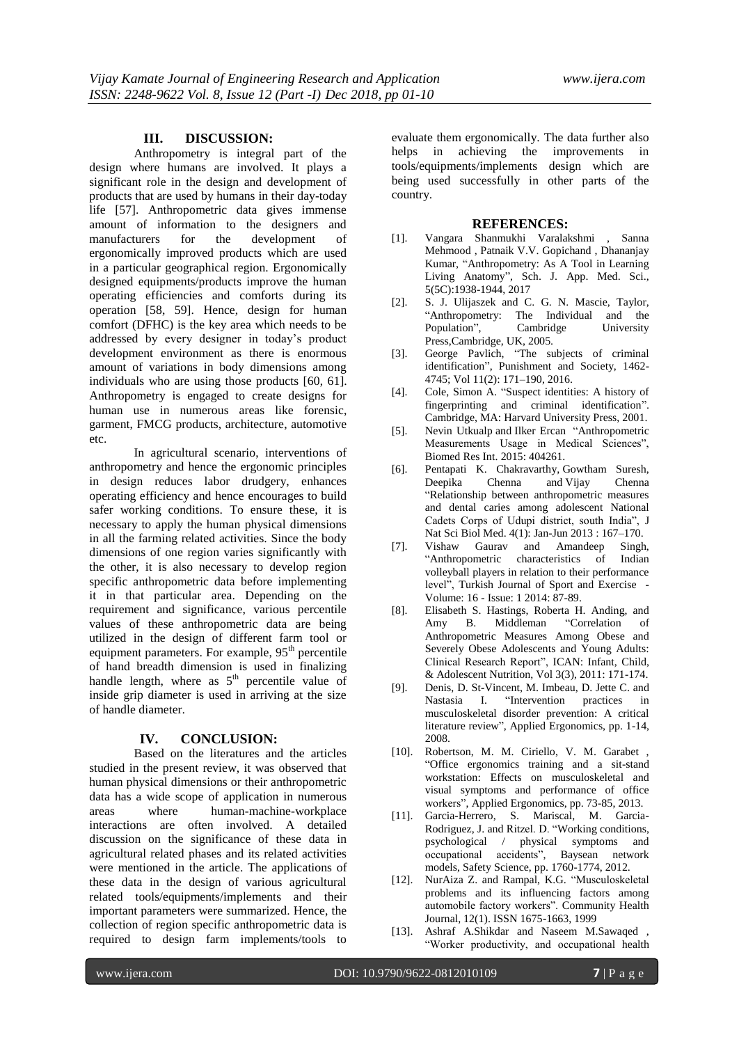## III. DISCUSSION:

Anthropometry is integral part of the design where humans are involved. It plays a significant role in the design and development of products that are used by humans in their day-today life [57]. Anthropometric data gives immense amount of information to the designers and manufacturers for the development of ergonomically improved products which are used in a particular geographical region. Ergonomically designed equipments/products improve the human operating efficiencies and comforts during its operation [58, 59]. Hence, design for human comfort (DFHC) is the key area which needs to be addressed by every designer in today's product development environment as there is enormous amount of variations in body dimensions among individuals who are using those products [60, 61]. Anthropometry is engaged to create designs for human use in numerous areas like forensic, garment, FMCG products, architecture, automotive etc.

In agricultural scenario, interventions of anthropometry and hence the ergonomic principles in design reduces labor drudgery, enhances operating efficiency and hence encourages to build safer working conditions. To ensure these, it is necessary to apply the human physical dimensions in all the farming related activities. Since the body dimensions of one region varies significantly with the other, it is also necessary to develop region specific anthropometric data before implementing it in that particular area. Depending on the requirement and significance, various percentile values of these anthropometric data are being utilized in the design of different farm tool or equipment parameters. For example, $95^{th}$ percentile of hand breadth dimension is used in finalizing handle length, where as $5^{th}$ percentile value of inside grip diameter is used in arriving at the size of handle diameter.

## IV. CONCLUSION:

Based on the literatures and the articles studied in the present review, it was observed that human physical dimensions or their anthropometric data has a wide scope of application in numerous areas where human-machine-workplace interactions are often involved. A detailed discussion on the significance of these data in agricultural related phases and its related activities were mentioned in the article. The applications of these data in the design of various agricultural related tools/equipments/implements and their important parameters were summarized. Hence, the collection of region specific anthropometric data is required to design farm implements/tools to evaluate them ergonomically. The data further also helps in achieving the improvements in tools/equipments/implements design which are being used successfully in other parts of the country.

## REFERENCES:

[1]. Vangara Shanmukhi Varalakshmi , Sanna Mehmood , Patnaik V.V. Gopichand , Dhananjay Kumar, "Anthropometry: As A Tool in Learning Living Anatomy", Sch. J. App. Med. Sci., 5(5C):1938-1944, 2017

[2]. S. J. Ulijaszek and C. G. N. Mascie, Taylor, "Anthropometry: The Individual and the Population", Cambridge University Press,Cambridge, UK, 2005.

[3]. George Pavlich, "The subjects of criminal identification", Punishment and Society, 1462-4745; Vol 11(2): 171–190, 2016.

[4]. Cole, Simon A. "Suspect identities: A history of fingerprinting and criminal identification". Cambridge, MA: Harvard University Press, 2001.

[5]. Nevin Utkualp and Ilker Ercan "Anthropometric Measurements Usage in Medical Sciences", Biomed Res Int. 2015: 404261.

[6]. Pentapati K. Chakravarthy, Gowtham Suresh, Deepika Chenna and Vijay Chenna "Relationship between anthropometric measures and dental caries among adolescent National Cadets Corps of Udupi district, south India", J Nat Sci Biol Med. 4(1): Jan-Jun 2013 : 167–170.

[7]. Vishaw Gaurav and Amandeep Singh, "Anthropometric characteristics of Indian volleyball players in relation to their performance level", Turkish Journal of Sport and Exercise - Volume: 16 - Issue: 1 2014: 87-89.

[8]. Elisabeth S. Hastings, Roberta H. Anding, and Amy B. Middleman "Correlation of Anthropometric Measures Among Obese and Severely Obese Adolescents and Young Adults: Clinical Research Report", ICAN: Infant, Child, & Adolescent Nutrition, Vol 3(3), 2011: 171-174.

[9]. Denis, D. St-Vincent, M. Imbeau, D. Jette C. and Nastasia I. "Intervention practices in musculoskeletal disorder prevention: A critical literature review", Applied Ergonomics, pp. 1-14, 2008.

[10]. Robertson, M. M. Ciriello, V. M. Garabet , "Office ergonomics training and a sit-stand workstation: Effects on musculoskeletal and visual symptoms and performance of office workers", Applied Ergonomics, pp. 73-85, 2013.

[11]. Garcia-Herrero, S. Mariscal, M. Garcia-Rodriguez, J. and Ritzel. D. "Working conditions, psychological / physical symptoms and occupational accidents", Baysean network models, Safety Science, pp. 1760-1774, 2012.

[12]. NurAiza Z. and Rampal, K.G. "Musculoskeletal problems and its influencing factors among automobile factory workers". Community Health Journal, 12(1). ISSN 1675-1663, 1999

[13]. Ashraf A.Shikdar and Naseem M.Sawaqed , "Worker productivity, and occupational health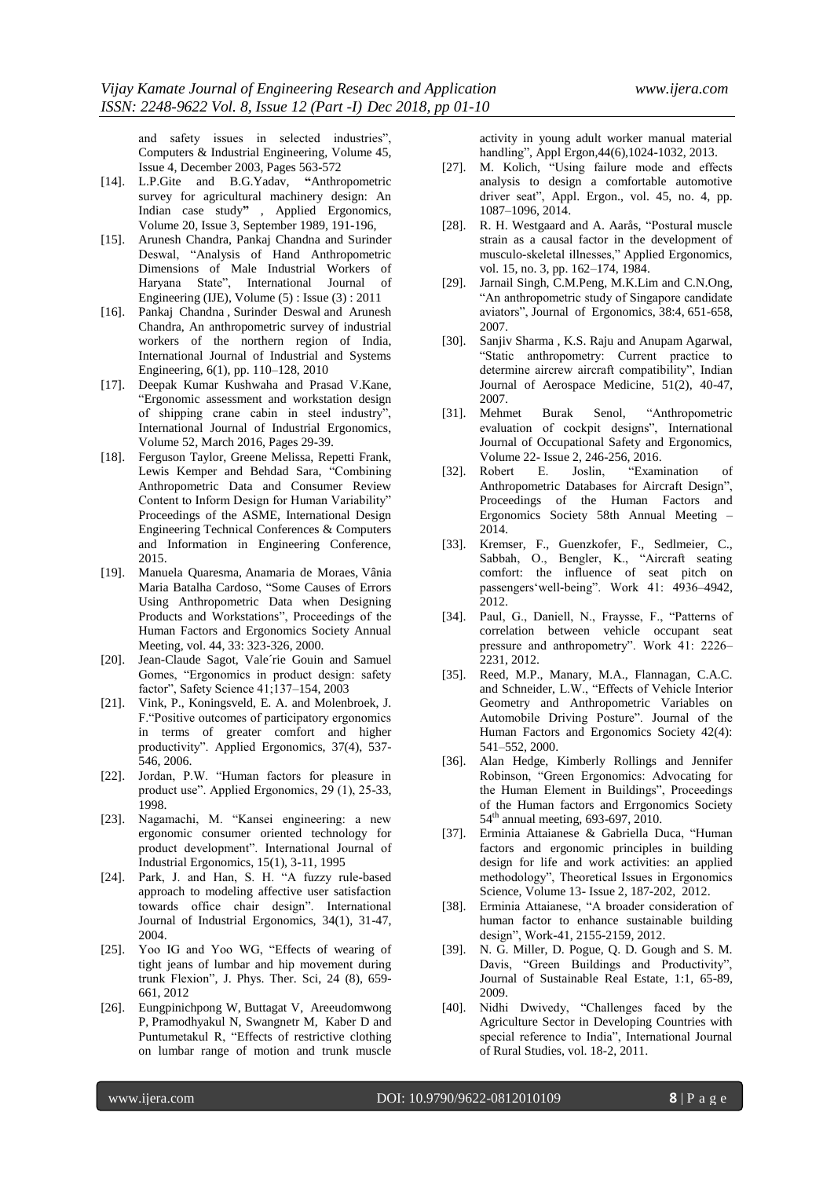and safety issues in selected industries", Computers & Industrial Engineering, Volume 45, Issue 4, December 2003, Pages 563-572

[14]. L.P.Gite and B.G.Yadav, **"**Anthropometric survey for agricultural machinery design: An Indian case study**"** , Applied Ergonomics, Volume 20, Issue 3, September 1989, 191-196,

[15]. Arunesh Chandra, Pankaj Chandna and Surinder Deswal, "Analysis of Hand Anthropometric Dimensions of Male Industrial Workers of Haryana State", International Journal of Engineering (IJE), Volume (5) : Issue (3) : 2011

[16]. Pankaj Chandna , Surinder Deswal and Arunesh Chandra, An anthropometric survey of industrial workers of the northern region of India, International Journal of Industrial and Systems Engineering, 6(1), pp. 110–128, 2010

[17]. Deepak Kumar Kushwaha and Prasad V.Kane, "Ergonomic assessment and workstation design of shipping crane cabin in steel industry", International Journal of Industrial Ergonomics, Volume 52, March 2016, Pages 29-39.

[18]. Ferguson Taylor, Greene Melissa, Repetti Frank, Lewis Kemper and Behdad Sara, "Combining Anthropometric Data and Consumer Review Content to Inform Design for Human Variability" Proceedings of the ASME, International Design Engineering Technical Conferences & Computers and Information in Engineering Conference, 2015.

[19]. Manuela Quaresma, Anamaria de Moraes, Vânia Maria Batalha Cardoso, "Some Causes of Errors Using Anthropometric Data when Designing Products and Workstations", Proceedings of the Human Factors and Ergonomics Society Annual Meeting, vol. 44, 33: 323-326, 2000.

[20]. Jean-Claude Sagot, Vale´rie Gouin and Samuel Gomes, "Ergonomics in product design: safety factor", Safety Science 41;137–154, 2003

[21]. Vink, P., Koningsveld, E. A. and Molenbroek, J. F."Positive outcomes of participatory ergonomics in terms of greater comfort and higher productivity". Applied Ergonomics, 37(4), 537-546, 2006.

[22]. Jordan, P.W. "Human factors for pleasure in product use". Applied Ergonomics, 29 (1), 25-33, 1998.

[23]. Nagamachi, M. "Kansei engineering: a new ergonomic consumer oriented technology for product development". International Journal of Industrial Ergonomics, 15(1), 3-11, 1995

[24]. Park, J. and Han, S. H. "A fuzzy rule-based approach to modeling affective user satisfaction towards office chair design". International Journal of Industrial Ergonomics, 34(1), 31-47, 2004.

[25]. Yoo IG and Yoo WG, "Effects of wearing of tight jeans of lumbar and hip movement during trunk Flexion", J. Phys. Ther. Sci, 24 (8), 659-661, 2012

[26]. Eungpinichpong W, Buttagat V, Areeudomwong P, Pramodhyakul N, Swangnetr M, Kaber D and Puntumetakul R, "Effects of restrictive clothing on lumbar range of motion and trunk muscle activity in young adult worker manual material handling", Appl Ergon,44(6),1024-1032, 2013.

[27]. M. Kolich, "Using failure mode and effects analysis to design a comfortable automotive driver seat", Appl. Ergon., vol. 45, no. 4, pp. 1087–1096, 2014.

[28]. R. H. Westgaard and A. Aarås, "Postural muscle strain as a causal factor in the development of musculo-skeletal illnesses," Applied Ergonomics, vol. 15, no. 3, pp. 162–174, 1984.

[29]. Jarnail Singh, C.M.Peng, M.K.Lim and C.N.Ong, "An anthropometric study of Singapore candidate aviators", Journal of Ergonomics, 38:4, 651-658, 2007.

[30]. Sanjiv Sharma , K.S. Raju and Anupam Agarwal, "Static anthropometry: Current practice to determine aircrew aircraft compatibility", Indian Journal of Aerospace Medicine, 51(2), 40-47, 2007.

[31]. Mehmet Burak Senol, "Anthropometric evaluation of cockpit designs", International Journal of Occupational Safety and Ergonomics, Volume 22- Issue 2, 246-256, 2016.

[32]. Robert E. Joslin, "Examination of Anthropometric Databases for Aircraft Design", Proceedings of the Human Factors and Ergonomics Society 58th Annual Meeting – 2014.

[33]. Kremser, F., Guenzkofer, F., Sedlmeier, C., Sabbah, O., Bengler, K., "Aircraft seating comfort: the influence of seat pitch on passengers'well-being". Work 41: 4936–4942, 2012.

[34]. Paul, G., Daniell, N., Fraysse, F., "Patterns of correlation between vehicle occupant seat pressure and anthropometry". Work 41: 2226–2231, 2012.

[35]. Reed, M.P., Manary, M.A., Flannagan, C.A.C. and Schneider, L.W., "Effects of Vehicle Interior Geometry and Anthropometric Variables on Automobile Driving Posture". Journal of the Human Factors and Ergonomics Society 42(4): 541–552, 2000.

[36]. Alan Hedge, Kimberly Rollings and Jennifer Robinson, "Green Ergonomics: Advocating for the Human Element in Buildings", Proceedings of the Human factors and Errgonomics Society 54th annual meeting, 693-697, 2010.

[37]. Erminia Attaianese & Gabriella Duca, "Human factors and ergonomic principles in building design for life and work activities: an applied methodology", Theoretical Issues in Ergonomics Science, Volume 13- Issue 2, 187-202, 2012.

[38]. Erminia Attaianese, "A broader consideration of human factor to enhance sustainable building design", Work-41, 2155-2159, 2012.

[39]. N. G. Miller, D. Pogue, Q. D. Gough and S. M. Davis, "Green Buildings and Productivity", Journal of Sustainable Real Estate, 1:1, 65-89, 2009.

[40]. Nidhi Dwivedy, "Challenges faced by the Agriculture Sector in Developing Countries with special reference to India", International Journal of Rural Studies, vol. 18-2, 2011.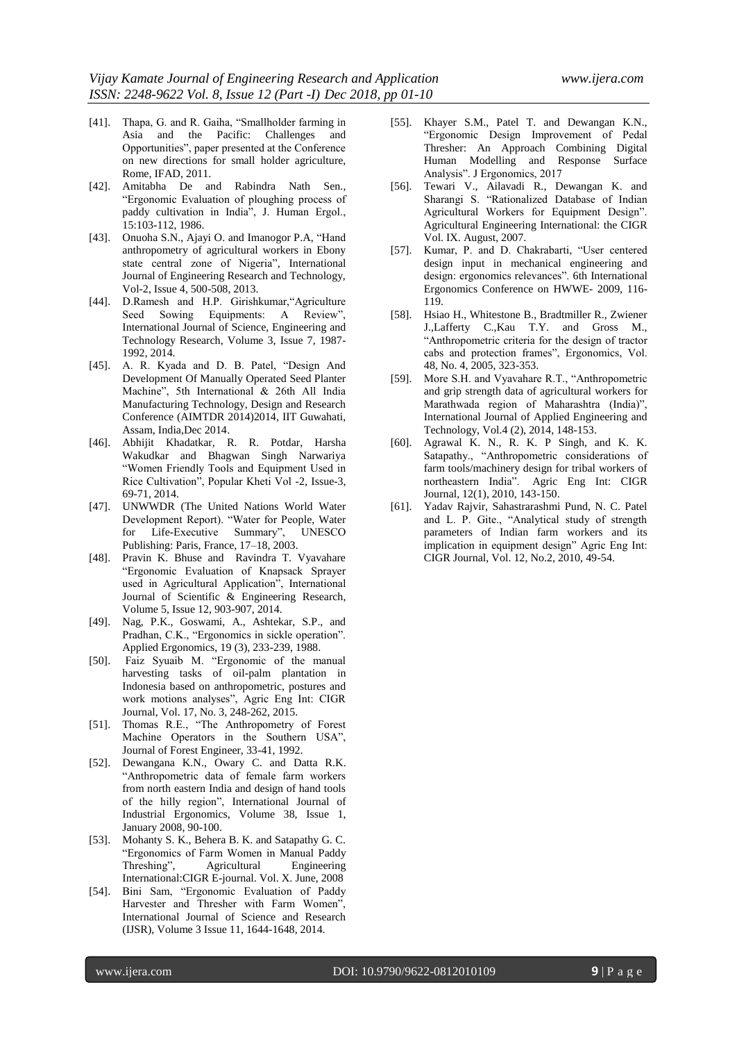[41]. Thapa, G. and R. Gaiha, "Smallholder farming in Asia and the Pacific: Challenges and Opportunities", paper presented at the Conference on new directions for small holder agriculture, Rome, IFAD, 2011.

[42]. Amitabha De and Rabindra Nath Sen., "Ergonomic Evaluation of ploughing process of paddy cultivation in India", J. Human Ergol., 15:103-112, 1986.

[43]. Onuoha S.N., Ajayi O. and Imanogor P.A, "Hand anthropometry of agricultural workers in Ebony state central zone of Nigeria", International Journal of Engineering Research and Technology, Vol-2, Issue 4, 500-508, 2013.

[44]. D.Ramesh and H.P. Girishkumar,"Agriculture Seed Sowing Equipments: A Review", International Journal of Science, Engineering and Technology Research, Volume 3, Issue 7, 1987-1992, 2014.

[45]. A. R. Kyada and D. B. Patel, "Design And Development Of Manually Operated Seed Planter Machine", 5th International & 26th All India Manufacturing Technology, Design and Research Conference (AIMTDR 2014)2014, IIT Guwahati, Assam, India,Dec 2014.

[46]. Abhijit Khadatkar, R. R. Potdar, Harsha Wakudkar and Bhagwan Singh Narwariya "Women Friendly Tools and Equipment Used in Rice Cultivation", Popular Kheti Vol -2, Issue-3, 69-71, 2014.

[47]. UNWWDR (The United Nations World Water Development Report). "Water for People, Water for Life-Executive Summary", UNESCO Publishing: Paris, France, 17–18, 2003.

[48]. Pravin K. Bhuse and Ravindra T. Vyavahare "Ergonomic Evaluation of Knapsack Sprayer used in Agricultural Application", International Journal of Scientific & Engineering Research, Volume 5, Issue 12, 903-907, 2014.

[49]. Nag, P.K., Goswami, A., Ashtekar, S.P., and Pradhan, C.K., "Ergonomics in sickle operation". Applied Ergonomics, 19 (3), 233-239, 1988.

[50]. Faiz Syuaib M. "Ergonomic of the manual harvesting tasks of oil-palm plantation in Indonesia based on anthropometric, postures and work motions analyses", Agric Eng Int: CIGR Journal, Vol. 17, No. 3, 248-262, 2015.

[51]. Thomas R.E., "The Anthropometry of Forest Machine Operators in the Southern USA", Journal of Forest Engineer, 33-41, 1992.

[52]. Dewangana K.N., Owary C. and Datta R.K. "Anthropometric data of female farm workers from north eastern India and design of hand tools of the hilly region", International Journal of Industrial Ergonomics, Volume 38, Issue 1, January 2008, 90-100.

[53]. Mohanty S. K., Behera B. K. and Satapathy G. C. "Ergonomics of Farm Women in Manual Paddy Threshing", Agricultural Engineering International:CIGR E-journal. Vol. X. June, 2008

[54]. Bini Sam, "Ergonomic Evaluation of Paddy Harvester and Thresher with Farm Women", International Journal of Science and Research (IJSR), Volume 3 Issue 11, 1644-1648, 2014.

[55]. Khayer S.M., Patel T. and Dewangan K.N., "Ergonomic Design Improvement of Pedal Thresher: An Approach Combining Digital Human Modelling and Response Surface Analysis". J Ergonomics, 2017

[56]. Tewari V., Ailavadi R., Dewangan K. and Sharangi S. "Rationalized Database of Indian Agricultural Workers for Equipment Design". Agricultural Engineering International: the CIGR Vol. IX. August, 2007.

[57]. Kumar, P. and D. Chakrabarti, "User centered design input in mechanical engineering and design: ergonomics relevances". 6th International Ergonomics Conference on HWWE- 2009, 116-119.

[58]. Hsiao H., Whitestone B., Bradtmiller R., Zwiener J.,Lafferty C.,Kau T.Y. and Gross M., "Anthropometric criteria for the design of tractor cabs and protection frames", Ergonomics, Vol. 48, No. 4, 2005, 323-353.

[59]. More S.H. and Vyavahare R.T., "Anthropometric and grip strength data of agricultural workers for Marathwada region of Maharashtra (India)", International Journal of Applied Engineering and Technology, Vol.4 (2), 2014, 148-153.

[60]. Agrawal K. N., R. K. P Singh, and K. K. Satapathy., "Anthropometric considerations of farm tools/machinery design for tribal workers of northeastern India". Agric Eng Int: CIGR Journal, 12(1), 2010, 143-150.

[61]. Yadav Rajvir, Sahastrarashmi Pund, N. C. Patel and L. P. Gite., "Analytical study of strength parameters of Indian farm workers and its implication in equipment design" Agric Eng Int: CIGR Journal, Vol. 12, No.2, 2010, 49-54.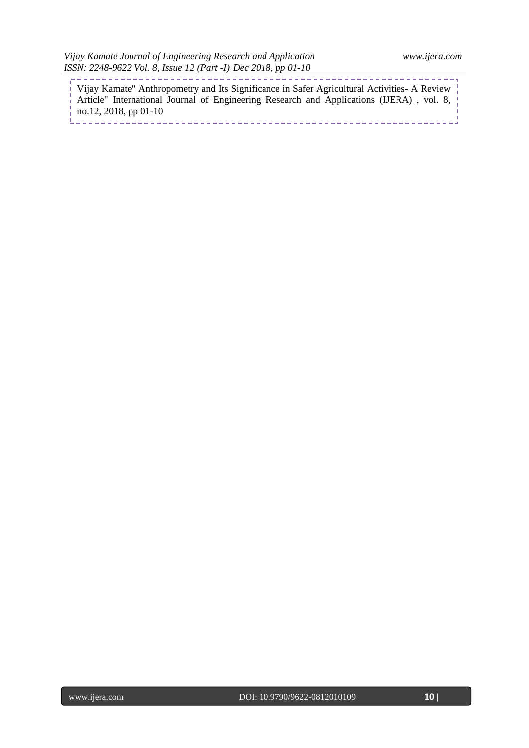Vijay Kamate" Anthropometry and Its Significance in Safer Agricultural Activities- A Review Article" International Journal of Engineering Research and Applications (IJERA) , vol. 8, no.12, 2018, pp 01-10